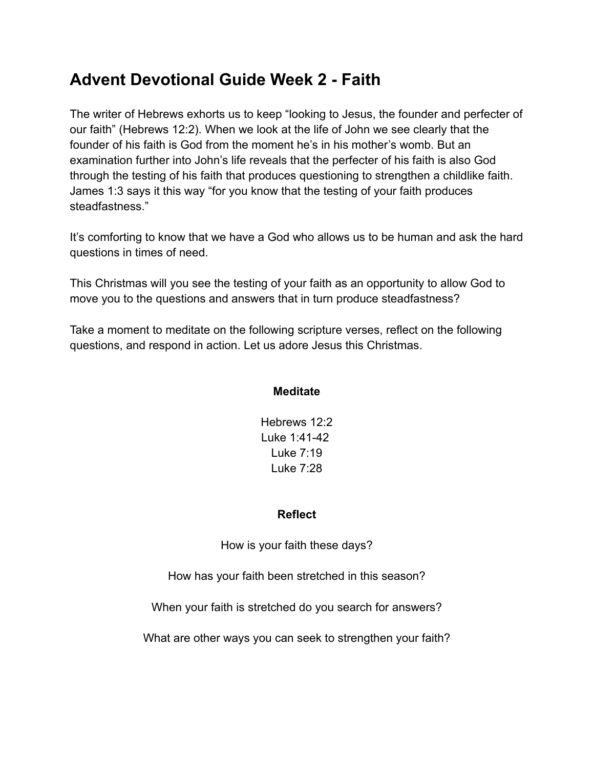# Advent Devotional Guide Week 2 - Faith

The writer of Hebrews exhorts us to keep "looking to Jesus, the founder and perfecter of our faith" (Hebrews 12:2). When we look at the life of John we see clearly that the founder of his faith is God from the moment he's in his mother's womb. But an examination further into John's life reveals that the perfecter of his faith is also God through the testing of his faith that produces questioning to strengthen a childlike faith. James 1:3 says it this way "for you know that the testing of your faith produces steadfastness."

It's comforting to know that we have a God who allows us to be human and ask the hard questions in times of need.

This Christmas will you see the testing of your faith as an opportunity to allow God to move you to the questions and answers that in turn produce steadfastness?

Take a moment to meditate on the following scripture verses, reflect on the following questions, and respond in action. Let us adore Jesus this Christmas.

**Meditate**

Hebrews 12:2
Luke 1:41-42
Luke 7:19
Luke 7:28

**Reflect**

How is your faith these days?

How has your faith been stretched in this season?

When your faith is stretched do you search for answers?

What are other ways you can seek to strengthen your faith?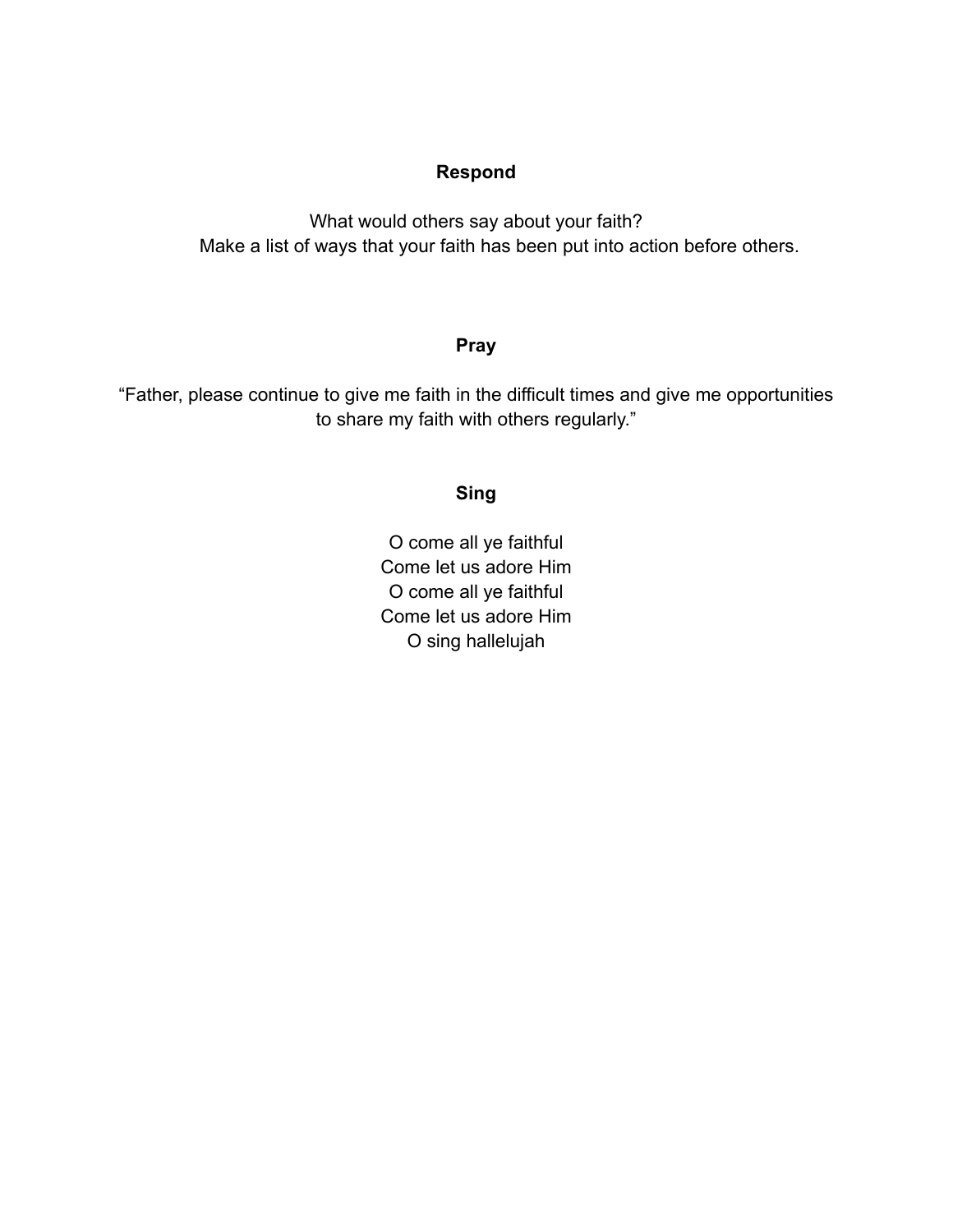**Respond**

What would others say about your faith?
Make a list of ways that your faith has been put into action before others.

**Pray**

“Father, please continue to give me faith in the difficult times and give me opportunities to share my faith with others regularly.”

**Sing**

O come all ye faithful
Come let us adore Him
O come all ye faithful
Come let us adore Him
O sing hallelujah